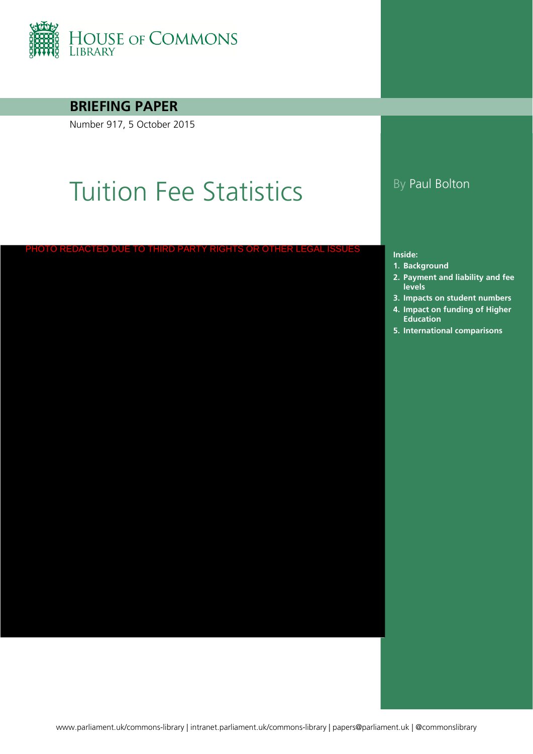HOUSE OF COMMONS LIBRARY

**BRIEFING PAPER**

Number 917, 5 October 2015

# Tuition Fee Statistics

By Paul Bolton

PHOTO REDACTED DUE TO THIRD PARTY RIGHTS OR OTHER LEGAL ISSUES

**Inside:**

1. **Background**
2. **Payment and liability and fee levels**
3. **Impacts on student numbers**
4. **Impact on funding of Higher Education**
5. **International comparisons**

www.parliament.uk/commons-library | intranet.parliament.uk/commons-library | papers@parliament.uk | @commonslibrary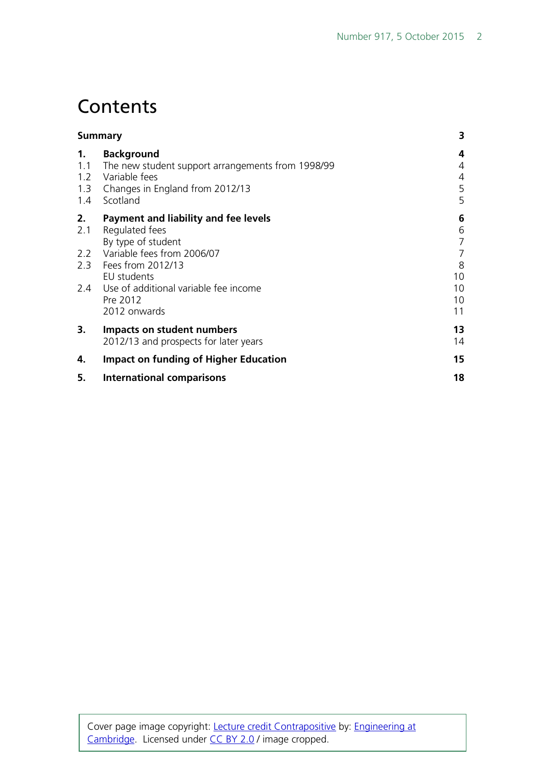# Contents

| | | |
|---|---|---|
| **Summary** | | **3** |
| **1.** | **Background** | **4** |
| 1.1 | The new student support arrangements from 1998/99 | 4 |
| 1.2 | Variable fees | 4 |
| 1.3 | Changes in England from 2012/13 | 5 |
| 1.4 | Scotland | 5 |
| **2.** | **Payment and liability and fee levels** | **6** |
| 2.1 | Regulated fees | 6 |
| | By type of student | 7 |
| 2.2 | Variable fees from 2006/07 | 7 |
| 2.3 | Fees from 2012/13 | 8 |
| | EU students | 10 |
| 2.4 | Use of additional variable fee income | 10 |
| | Pre 2012 | 10 |
| | 2012 onwards | 11 |
| **3.** | **Impacts on student numbers** | **13** |
| | 2012/13 and prospects for later years | 14 |
| **4.** | **Impact on funding of Higher Education** | **15** |
| **5.** | **International comparisons** | **18** |

Cover page image copyright: Lecture credit Contrapositive by: Engineering at Cambridge. Licensed under CC BY 2.0 / image cropped.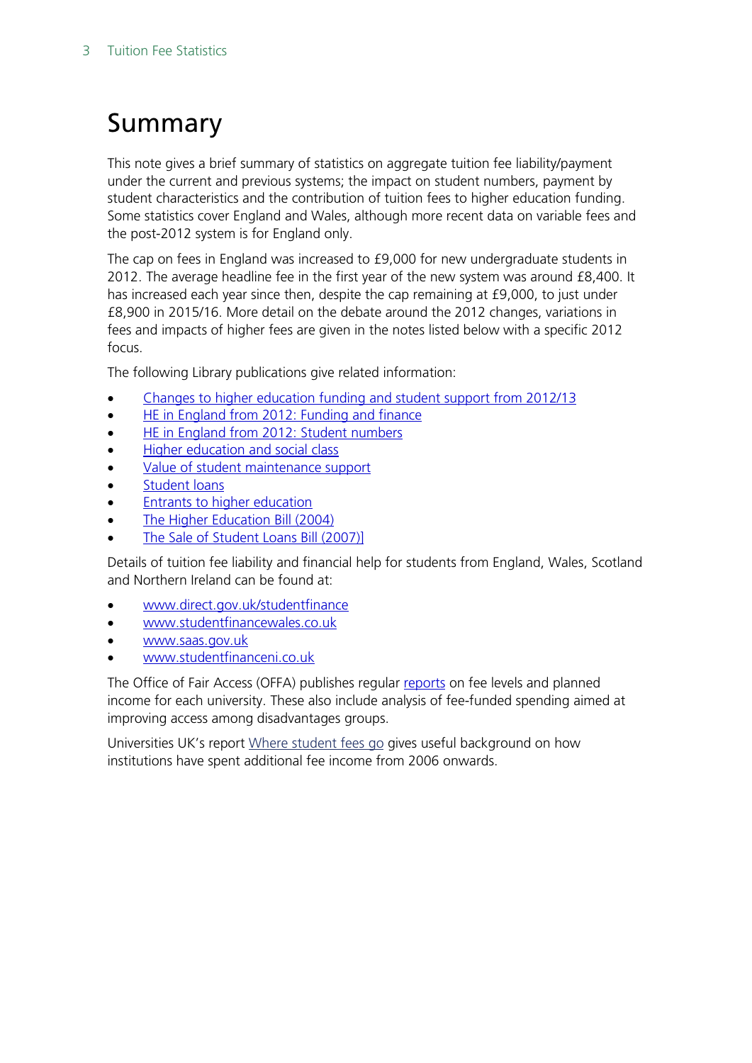# Summary

This note gives a brief summary of statistics on aggregate tuition fee liability/payment under the current and previous systems; the impact on student numbers, payment by student characteristics and the contribution of tuition fees to higher education funding. Some statistics cover England and Wales, although more recent data on variable fees and the post-2012 system is for England only.

The cap on fees in England was increased to £9,000 for new undergraduate students in 2012. The average headline fee in the first year of the new system was around £8,400. It has increased each year since then, despite the cap remaining at £9,000, to just under £8,900 in 2015/16. More detail on the debate around the 2012 changes, variations in fees and impacts of higher fees are given in the notes listed below with a specific 2012 focus.

The following Library publications give related information:

- Changes to higher education funding and student support from 2012/13
- HE in England from 2012: Funding and finance
- HE in England from 2012: Student numbers
- Higher education and social class
- Value of student maintenance support
- Student loans
- Entrants to higher education
- The Higher Education Bill (2004)
- The Sale of Student Loans Bill (2007)]

Details of tuition fee liability and financial help for students from England, Wales, Scotland and Northern Ireland can be found at:

- www.direct.gov.uk/studentfinance
- www.studentfinancewales.co.uk
- www.saas.gov.uk
- www.studentfinanceni.co.uk

The Office of Fair Access (OFFA) publishes regular reports on fee levels and planned income for each university. These also include analysis of fee-funded spending aimed at improving access among disadvantages groups.

Universities UK's report Where student fees go gives useful background on how institutions have spent additional fee income from 2006 onwards.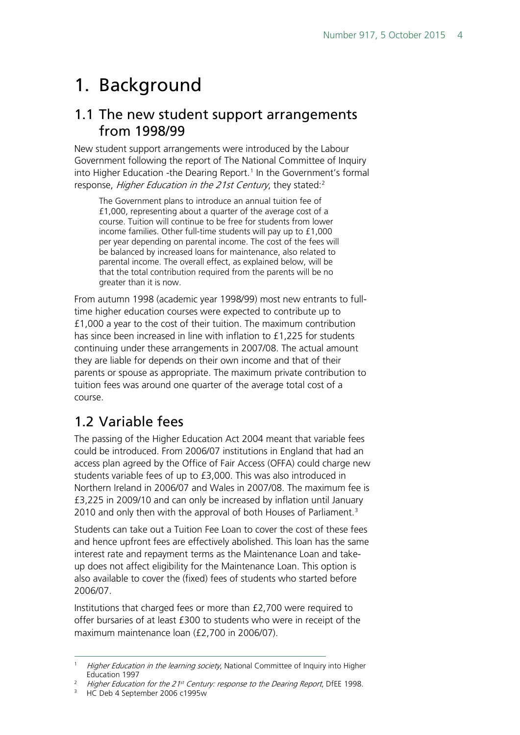# 1. Background

## 1.1 The new student support arrangements from 1998/99

New student support arrangements were introduced by the Labour Government following the report of The National Committee of Inquiry into Higher Education -the Dearing Report.[1] In the Government's formal response, *Higher Education in the 21st Century*, they stated:[2]

> The Government plans to introduce an annual tuition fee of £1,000, representing about a quarter of the average cost of a course. Tuition will continue to be free for students from lower income families. Other full-time students will pay up to £1,000 per year depending on parental income. The cost of the fees will be balanced by increased loans for maintenance, also related to parental income. The overall effect, as explained below, will be that the total contribution required from the parents will be no greater than it is now.

From autumn 1998 (academic year 1998/99) most new entrants to full-time higher education courses were expected to contribute up to £1,000 a year to the cost of their tuition. The maximum contribution has since been increased in line with inflation to £1,225 for students continuing under these arrangements in 2007/08. The actual amount they are liable for depends on their own income and that of their parents or spouse as appropriate. The maximum private contribution to tuition fees was around one quarter of the average total cost of a course.

## 1.2 Variable fees

The passing of the Higher Education Act 2004 meant that variable fees could be introduced. From 2006/07 institutions in England that had an access plan agreed by the Office of Fair Access (OFFA) could charge new students variable fees of up to £3,000. This was also introduced in Northern Ireland in 2006/07 and Wales in 2007/08. The maximum fee is £3,225 in 2009/10 and can only be increased by inflation until January 2010 and only then with the approval of both Houses of Parliament.[3]

Students can take out a Tuition Fee Loan to cover the cost of these fees and hence upfront fees are effectively abolished. This loan has the same interest rate and repayment terms as the Maintenance Loan and take-up does not affect eligibility for the Maintenance Loan. This option is also available to cover the (fixed) fees of students who started before 2006/07.

Institutions that charged fees or more than £2,700 were required to offer bursaries of at least £300 to students who were in receipt of the maximum maintenance loan (£2,700 in 2006/07).

---

[1] *Higher Education in the learning society*, National Committee of Inquiry into Higher Education 1997

[2] *Higher Education for the 21st Century: response to the Dearing Report*, DfEE 1998.

[3] HC Deb 4 September 2006 c1995w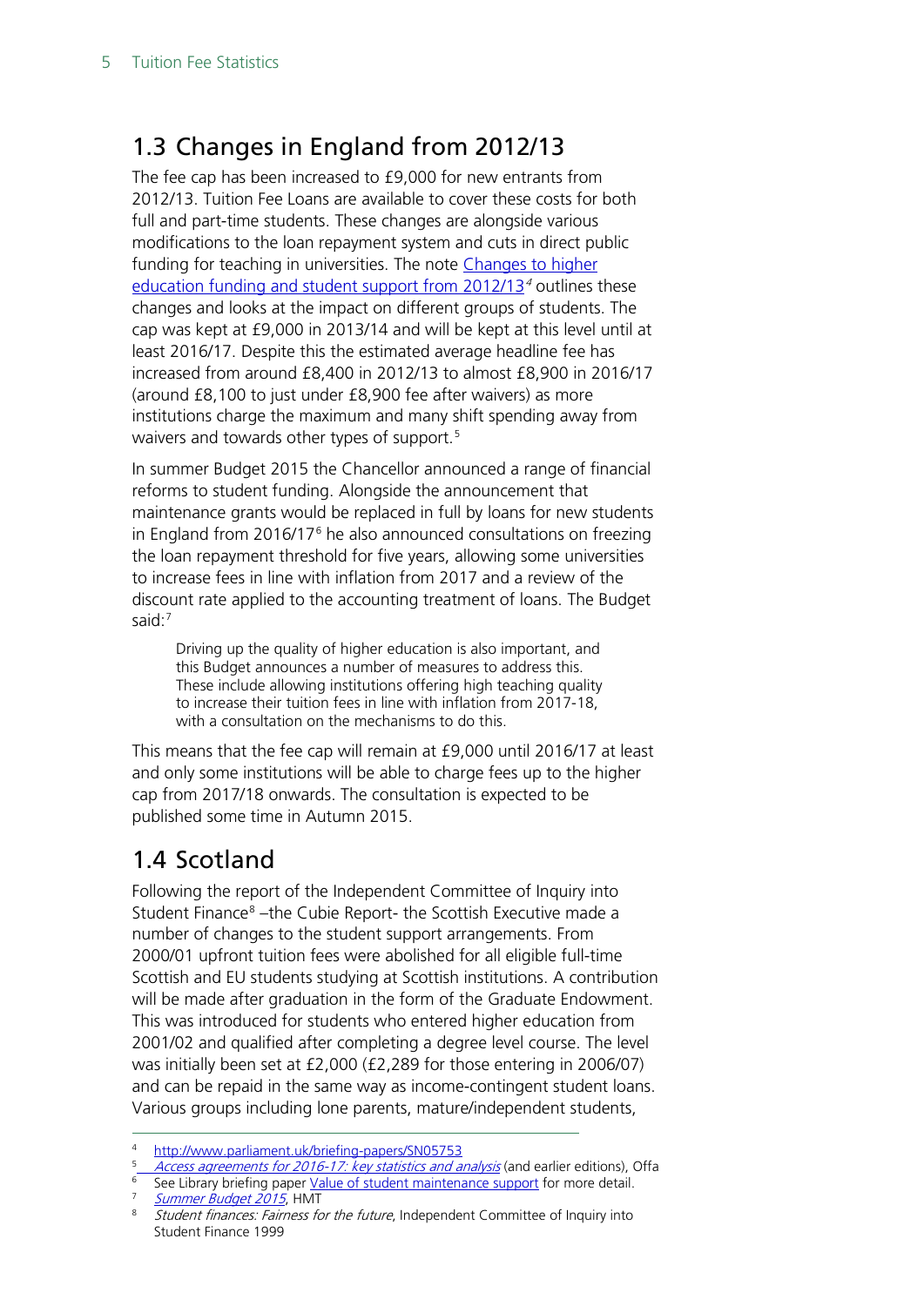## 1.3 Changes in England from 2012/13

The fee cap has been increased to £9,000 for new entrants from 2012/13. Tuition Fee Loans are available to cover these costs for both full and part-time students. These changes are alongside various modifications to the loan repayment system and cuts in direct public funding for teaching in universities. The note Changes to higher education funding and student support from 2012/13[4] outlines these changes and looks at the impact on different groups of students. The cap was kept at £9,000 in 2013/14 and will be kept at this level until at least 2016/17. Despite this the estimated average headline fee has increased from around £8,400 in 2012/13 to almost £8,900 in 2016/17 (around £8,100 to just under £8,900 fee after waivers) as more institutions charge the maximum and many shift spending away from waivers and towards other types of support.[5]

In summer Budget 2015 the Chancellor announced a range of financial reforms to student funding. Alongside the announcement that maintenance grants would be replaced in full by loans for new students in England from 2016/17[6] he also announced consultations on freezing the loan repayment threshold for five years, allowing some universities to increase fees in line with inflation from 2017 and a review of the discount rate applied to the accounting treatment of loans. The Budget said:[7]

> Driving up the quality of higher education is also important, and this Budget announces a number of measures to address this. These include allowing institutions offering high teaching quality to increase their tuition fees in line with inflation from 2017-18, with a consultation on the mechanisms to do this.

This means that the fee cap will remain at £9,000 until 2016/17 at least and only some institutions will be able to charge fees up to the higher cap from 2017/18 onwards. The consultation is expected to be published some time in Autumn 2015.

## 1.4 Scotland

Following the report of the Independent Committee of Inquiry into Student Finance[8] –the Cubie Report- the Scottish Executive made a number of changes to the student support arrangements. From 2000/01 upfront tuition fees were abolished for all eligible full-time Scottish and EU students studying at Scottish institutions. A contribution will be made after graduation in the form of the Graduate Endowment. This was introduced for students who entered higher education from 2001/02 and qualified after completing a degree level course. The level was initially been set at £2,000 (£2,289 for those entering in 2006/07) and can be repaid in the same way as income-contingent student loans. Various groups including lone parents, mature/independent students,

---

[4] http://www.parliament.uk/briefing-papers/SN05753

[5] *Access agreements for 2016-17: key statistics and analysis* (and earlier editions), Offa

[6] See Library briefing paper Value of student maintenance support for more detail.

[7] *Summer Budget 2015*, HMT

[8] *Student finances: Fairness for the future*, Independent Committee of Inquiry into Student Finance 1999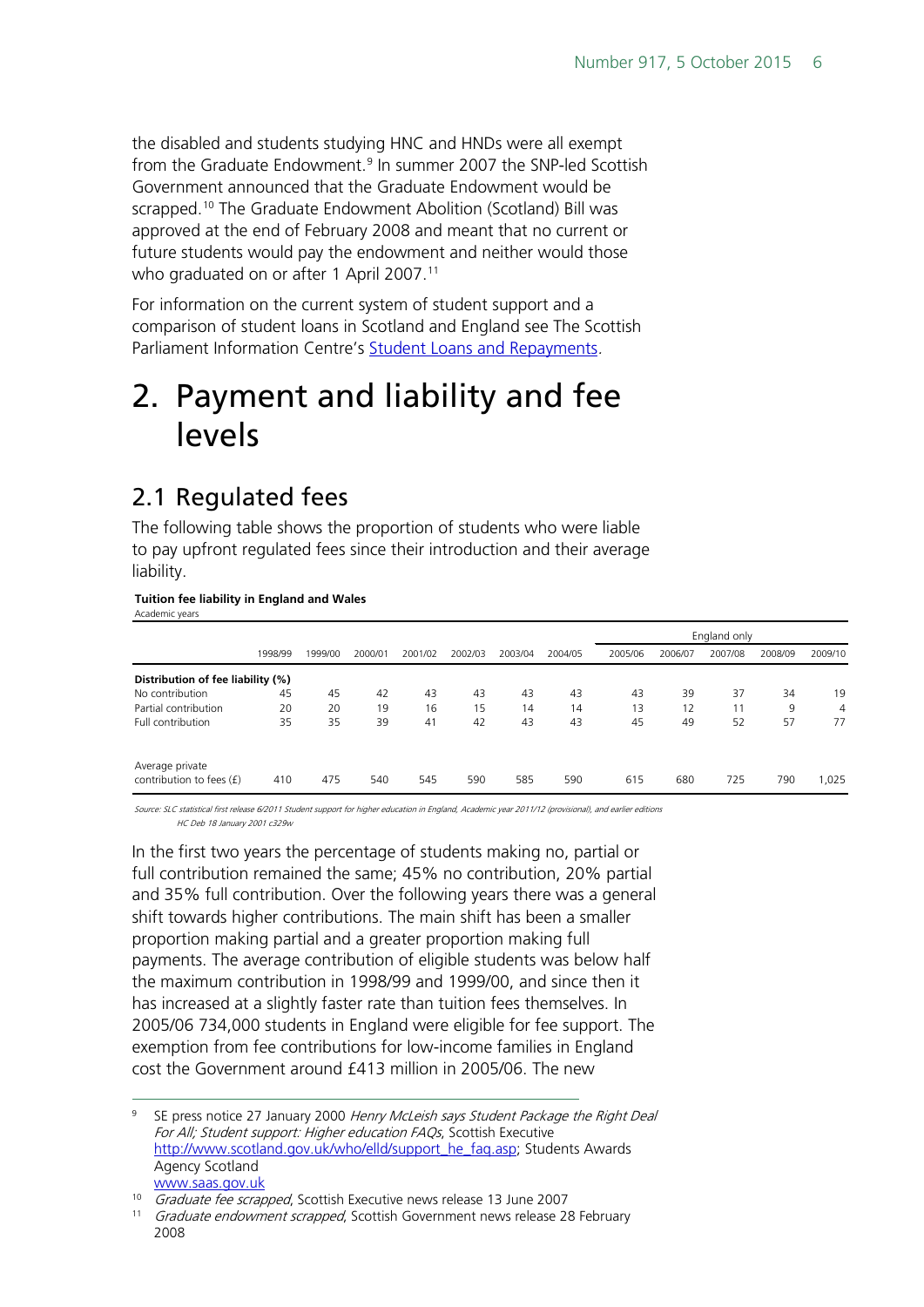the disabled and students studying HNC and HNDs were all exempt from the Graduate Endowment.[9] In summer 2007 the SNP-led Scottish Government announced that the Graduate Endowment would be scrapped.[10] The Graduate Endowment Abolition (Scotland) Bill was approved at the end of February 2008 and meant that no current or future students would pay the endowment and neither would those who graduated on or after 1 April 2007.[11]

For information on the current system of student support and a comparison of student loans in Scotland and England see The Scottish Parliament Information Centre's [Student Loans and Repayments](#).

# 2. Payment and liability and fee levels

## 2.1 Regulated fees

The following table shows the proportion of students who were liable to pay upfront regulated fees since their introduction and their average liability.

**Tuition fee liability in England and Wales**

Academic years

| | | | | | | | | England only | | | | |
|---|---|---|---|---|---|---|---|---|---|---|---|---|
| | 1998/99 | 1999/00 | 2000/01 | 2001/02 | 2002/03 | 2003/04 | 2004/05 | 2005/06 | 2006/07 | 2007/08 | 2008/09 | 2009/10 |
| **Distribution of fee liability (%)** | | | | | | | | | | | | |
| No contribution | 45 | 45 | 42 | 43 | 43 | 43 | 43 | 43 | 39 | 37 | 34 | 19 |
| Partial contribution | 20 | 20 | 19 | 16 | 15 | 14 | 14 | 13 | 12 | 11 | 9 | 4 |
| Full contribution | 35 | 35 | 39 | 41 | 42 | 43 | 43 | 45 | 49 | 52 | 57 | 77 |
| Average private contribution to fees (£) | 410 | 475 | 540 | 545 | 590 | 585 | 590 | 615 | 680 | 725 | 790 | 1,025 |

*Source: SLC statistical first release 6/2011 Student support for higher education in England, Academic year 2011/12 (provisional), and earlier editions*
*HC Deb 18 January 2001 c329w*

In the first two years the percentage of students making no, partial or full contribution remained the same; 45% no contribution, 20% partial and 35% full contribution. Over the following years there was a general shift towards higher contributions. The main shift has been a smaller proportion making partial and a greater proportion making full payments. The average contribution of eligible students was below half the maximum contribution in 1998/99 and 1999/00, and since then it has increased at a slightly faster rate than tuition fees themselves. In 2005/06 734,000 students in England were eligible for fee support. The exemption from fee contributions for low-income families in England cost the Government around £413 million in 2005/06. The new

---

[9] SE press notice 27 January 2000 *Henry McLeish says Student Package the Right Deal For All; Student support: Higher education FAQs*, Scottish Executive http://www.scotland.gov.uk/who/elld/support_he_faq.asp; Students Awards Agency Scotland www.saas.gov.uk

[10] *Graduate fee scrapped*, Scottish Executive news release 13 June 2007

[11] *Graduate endowment scrapped*, Scottish Government news release 28 February 2008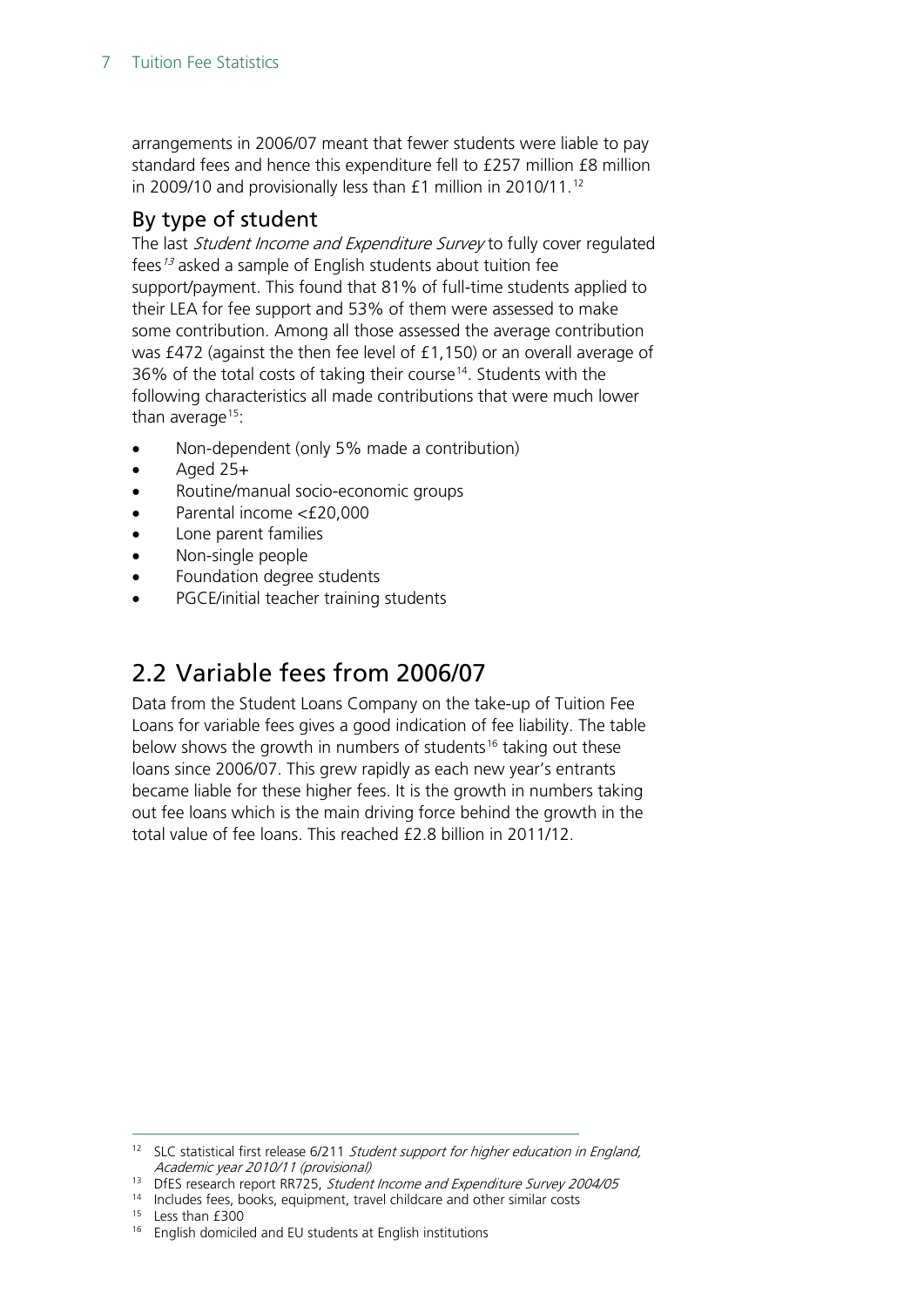arrangements in 2006/07 meant that fewer students were liable to pay standard fees and hence this expenditure fell to £257 million £8 million in 2009/10 and provisionally less than £1 million in 2010/11.[12]

## By type of student

The last *Student Income and Expenditure Survey* to fully cover regulated fees[13] asked a sample of English students about tuition fee support/payment. This found that 81% of full-time students applied to their LEA for fee support and 53% of them were assessed to make some contribution. Among all those assessed the average contribution was £472 (against the then fee level of £1,150) or an overall average of 36% of the total costs of taking their course[14]. Students with the following characteristics all made contributions that were much lower than average[15]:

- Non-dependent (only 5% made a contribution)
- Aged 25+
- Routine/manual socio-economic groups
- Parental income <£20,000
- Lone parent families
- Non-single people
- Foundation degree students
- PGCE/initial teacher training students

# 2.2 Variable fees from 2006/07

Data from the Student Loans Company on the take-up of Tuition Fee Loans for variable fees gives a good indication of fee liability. The table below shows the growth in numbers of students[16] taking out these loans since 2006/07. This grew rapidly as each new year's entrants became liable for these higher fees. It is the growth in numbers taking out fee loans which is the main driving force behind the growth in the total value of fee loans. This reached £2.8 billion in 2011/12.

---

[12] SLC statistical first release 6/211 *Student support for higher education in England, Academic year 2010/11 (provisional)*

[13] DfES research report RR725, *Student Income and Expenditure Survey 2004/05*

[14] Includes fees, books, equipment, travel childcare and other similar costs

[15] Less than £300

[16] English domiciled and EU students at English institutions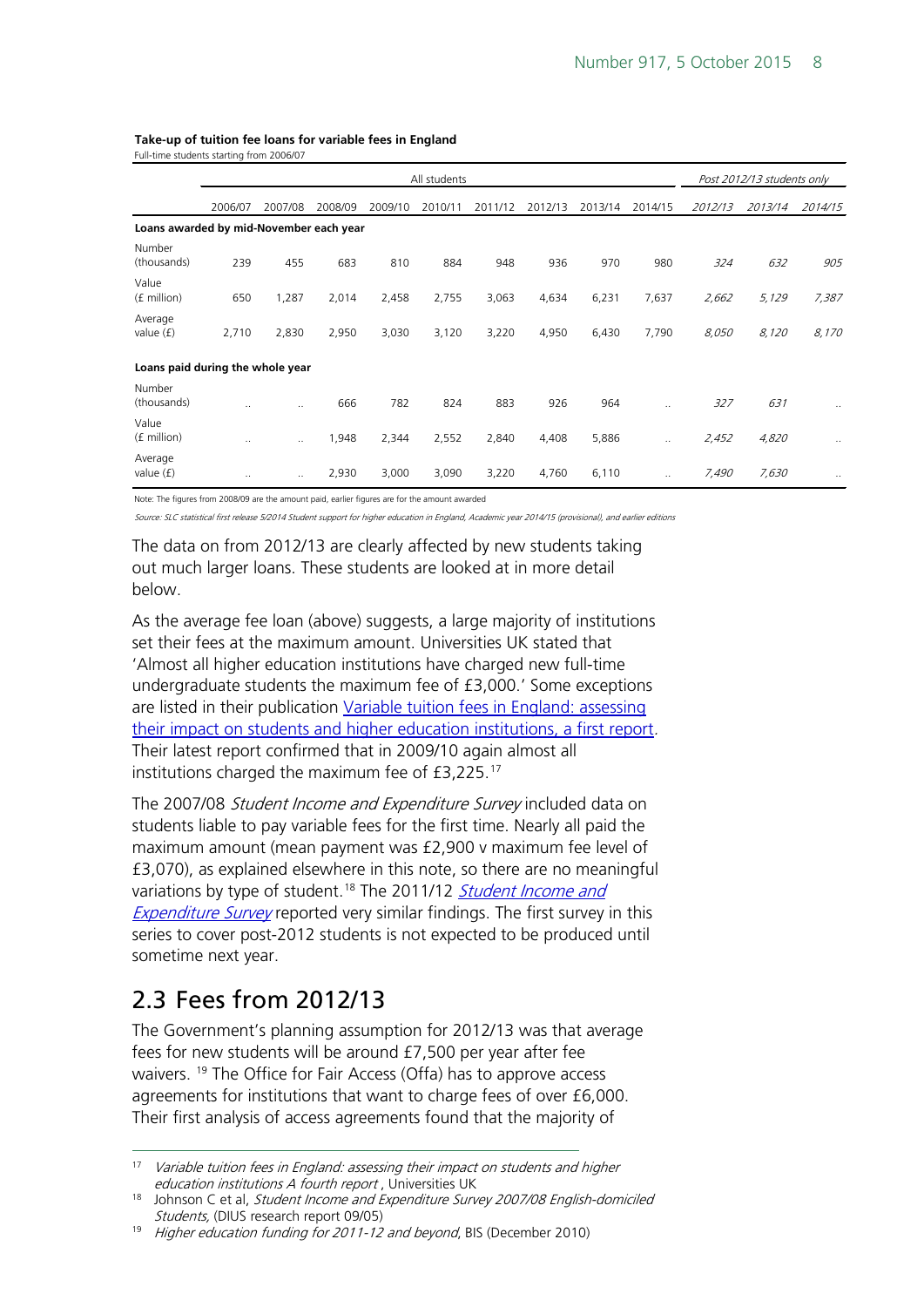**Take-up of tuition fee loans for variable fees in England**

Full-time students starting from 2006/07

| | All students | | | | | | | | | *Post 2012/13 students only* | | |
|---|---|---|---|---|---|---|---|---|---|---|---|---|
| | 2006/07 | 2007/08 | 2008/09 | 2009/10 | 2010/11 | 2011/12 | 2012/13 | 2013/14 | 2014/15 | *2012/13* | *2013/14* | *2014/15* |
| **Loans awarded by mid-November each year** | | | | | | | | | | | | |
| Number (thousands) | 239 | 455 | 683 | 810 | 884 | 948 | 936 | 970 | 980 | *324* | *632* | *905* |
| Value (£ million) | 650 | 1,287 | 2,014 | 2,458 | 2,755 | 3,063 | 4,634 | 6,231 | 7,637 | *2,662* | *5,129* | *7,387* |
| Average value (£) | 2,710 | 2,830 | 2,950 | 3,030 | 3,120 | 3,220 | 4,950 | 6,430 | 7,790 | *8,050* | *8,120* | *8,170* |
| **Loans paid during the whole year** | | | | | | | | | | | | |
| Number (thousands) | .. | .. | 666 | 782 | 824 | 883 | 926 | 964 | .. | *327* | *631* | .. |
| Value (£ million) | .. | .. | 1,948 | 2,344 | 2,552 | 2,840 | 4,408 | 5,886 | .. | *2,452* | *4,820* | .. |
| Average value (£) | .. | .. | 2,930 | 3,000 | 3,090 | 3,220 | 4,760 | 6,110 | .. | *7,490* | *7,630* | .. |

Note: The figures from 2008/09 are the amount paid, earlier figures are for the amount awarded

*Source: SLC statistical first release 5/2014 Student support for higher education in England, Academic year 2014/15 (provisional), and earlier editions*

The data on from 2012/13 are clearly affected by new students taking out much larger loans. These students are looked at in more detail below.

As the average fee loan (above) suggests, a large majority of institutions set their fees at the maximum amount. Universities UK stated that 'Almost all higher education institutions have charged new full-time undergraduate students the maximum fee of £3,000.' Some exceptions are listed in their publication [Variable tuition fees in England: assessing their impact on students and higher education institutions, a first report](). Their latest report confirmed that in 2009/10 again almost all institutions charged the maximum fee of £3,225.[17]

The 2007/08 *Student Income and Expenditure Survey* included data on students liable to pay variable fees for the first time. Nearly all paid the maximum amount (mean payment was £2,900 v maximum fee level of £3,070), as explained elsewhere in this note, so there are no meaningful variations by type of student.[18] The 2011/12 [*Student Income and Expenditure Survey*]() reported very similar findings. The first survey in this series to cover post-2012 students is not expected to be produced until sometime next year.

## 2.3 Fees from 2012/13

The Government's planning assumption for 2012/13 was that average fees for new students will be around £7,500 per year after fee waivers. [19] The Office for Fair Access (Offa) has to approve access agreements for institutions that want to charge fees of over £6,000. Their first analysis of access agreements found that the majority of

---

[17] *Variable tuition fees in England: assessing their impact on students and higher education institutions A fourth report* , Universities UK

[18] Johnson C et al, *Student Income and Expenditure Survey 2007/08 English-domiciled Students*, (DIUS research report 09/05)

[19] *Higher education funding for 2011-12 and beyond*, BIS (December 2010)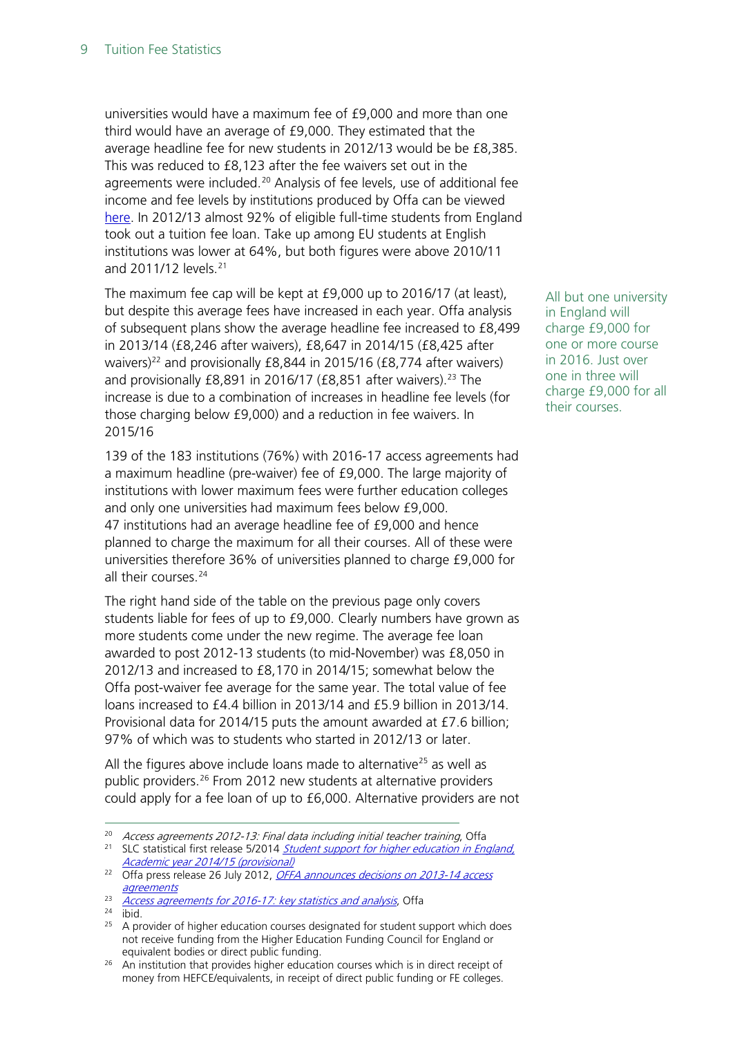universities would have a maximum fee of £9,000 and more than one third would have an average of £9,000. They estimated that the average headline fee for new students in 2012/13 would be be £8,385. This was reduced to £8,123 after the fee waivers set out in the agreements were included.[20] Analysis of fee levels, use of additional fee income and fee levels by institutions produced by Offa can be viewed [here](). In 2012/13 almost 92% of eligible full-time students from England took out a tuition fee loan. Take up among EU students at English institutions was lower at 64%, but both figures were above 2010/11 and 2011/12 levels.[21]

The maximum fee cap will be kept at £9,000 up to 2016/17 (at least), but despite this average fees have increased in each year. Offa analysis of subsequent plans show the average headline fee increased to £8,499 in 2013/14 (£8,246 after waivers), £8,647 in 2014/15 (£8,425 after waivers)[22] and provisionally £8,844 in 2015/16 (£8,774 after waivers) and provisionally £8,891 in 2016/17 (£8,851 after waivers).[23] The increase is due to a combination of increases in headline fee levels (for those charging below £9,000) and a reduction in fee waivers. In 2015/16

All but one university in England will charge £9,000 for one or more course in 2016. Just over one in three will charge £9,000 for all their courses.

139 of the 183 institutions (76%) with 2016-17 access agreements had a maximum headline (pre-waiver) fee of £9,000. The large majority of institutions with lower maximum fees were further education colleges and only one universities had maximum fees below £9,000. 47 institutions had an average headline fee of £9,000 and hence planned to charge the maximum for all their courses. All of these were universities therefore 36% of universities planned to charge £9,000 for all their courses.[24]

The right hand side of the table on the previous page only covers students liable for fees of up to £9,000. Clearly numbers have grown as more students come under the new regime. The average fee loan awarded to post 2012-13 students (to mid-November) was £8,050 in 2012/13 and increased to £8,170 in 2014/15; somewhat below the Offa post-waiver fee average for the same year. The total value of fee loans increased to £4.4 billion in 2013/14 and £5.9 billion in 2013/14. Provisional data for 2014/15 puts the amount awarded at £7.6 billion; 97% of which was to students who started in 2012/13 or later.

All the figures above include loans made to alternative[25] as well as public providers.[26] From 2012 new students at alternative providers could apply for a fee loan of up to £6,000. Alternative providers are not

---

[20] *Access agreements 2012-13: Final data including initial teacher training*, Offa

[21] SLC statistical first release 5/2014 [*Student support for higher education in England, Academic year 2014/15 (provisional)*]()

[22] Offa press release 26 July 2012, [*OFFA announces decisions on 2013-14 access agreements*]()

[23] [*Access agreements for 2016-17: key statistics and analysis*](), Offa

[24] ibid.

[25] A provider of higher education courses designated for student support which does not receive funding from the Higher Education Funding Council for England or equivalent bodies or direct public funding.

[26] An institution that provides higher education courses which is in direct receipt of money from HEFCE/equivalents, in receipt of direct public funding or FE colleges.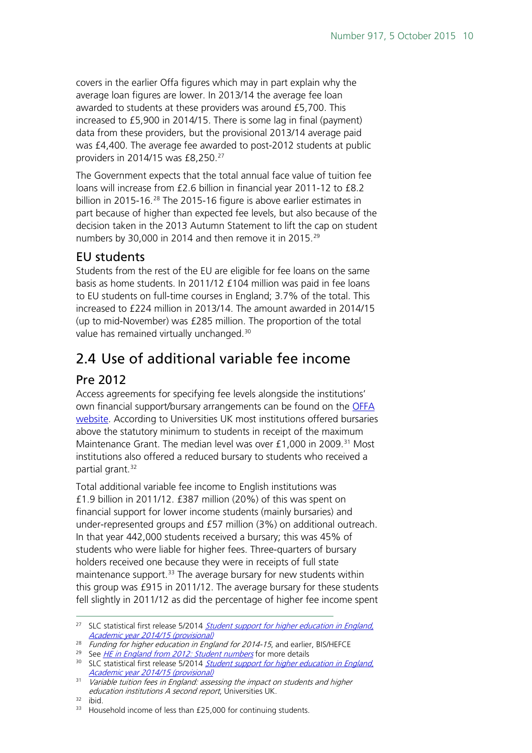covers in the earlier Offa figures which may in part explain why the average loan figures are lower. In 2013/14 the average fee loan awarded to students at these providers was around £5,700. This increased to £5,900 in 2014/15. There is some lag in final (payment) data from these providers, but the provisional 2013/14 average paid was £4,400. The average fee awarded to post-2012 students at public providers in 2014/15 was £8,250.[27]

The Government expects that the total annual face value of tuition fee loans will increase from £2.6 billion in financial year 2011-12 to £8.2 billion in 2015-16.[28] The 2015-16 figure is above earlier estimates in part because of higher than expected fee levels, but also because of the decision taken in the 2013 Autumn Statement to lift the cap on student numbers by 30,000 in 2014 and then remove it in 2015.[29]

### EU students

Students from the rest of the EU are eligible for fee loans on the same basis as home students. In 2011/12 £104 million was paid in fee loans to EU students on full-time courses in England; 3.7% of the total. This increased to £224 million in 2013/14. The amount awarded in 2014/15 (up to mid-November) was £285 million. The proportion of the total value has remained virtually unchanged.[30]

## 2.4 Use of additional variable fee income

### Pre 2012

Access agreements for specifying fee levels alongside the institutions' own financial support/bursary arrangements can be found on the OFFA website. According to Universities UK most institutions offered bursaries above the statutory minimum to students in receipt of the maximum Maintenance Grant. The median level was over £1,000 in 2009.[31] Most institutions also offered a reduced bursary to students who received a partial grant.[32]

Total additional variable fee income to English institutions was £1.9 billion in 2011/12. £387 million (20%) of this was spent on financial support for lower income students (mainly bursaries) and under-represented groups and £57 million (3%) on additional outreach. In that year 442,000 students received a bursary; this was 45% of students who were liable for higher fees. Three-quarters of bursary holders received one because they were in receipts of full state maintenance support.[33] The average bursary for new students within this group was £915 in 2011/12. The average bursary for these students fell slightly in 2011/12 as did the percentage of higher fee income spent

---

[27] SLC statistical first release 5/2014 *Student support for higher education in England, Academic year 2014/15 (provisional)*

[28] *Funding for higher education in England for 2014-15*, and earlier, BIS/HEFCE

[29] See *HE in England from 2012: Student numbers* for more details

[30] SLC statistical first release 5/2014 *Student support for higher education in England, Academic year 2014/15 (provisional)*

[31] *Variable tuition fees in England: assessing the impact on students and higher education institutions A second report*, Universities UK.

[32] ibid.

[33] Household income of less than £25,000 for continuing students.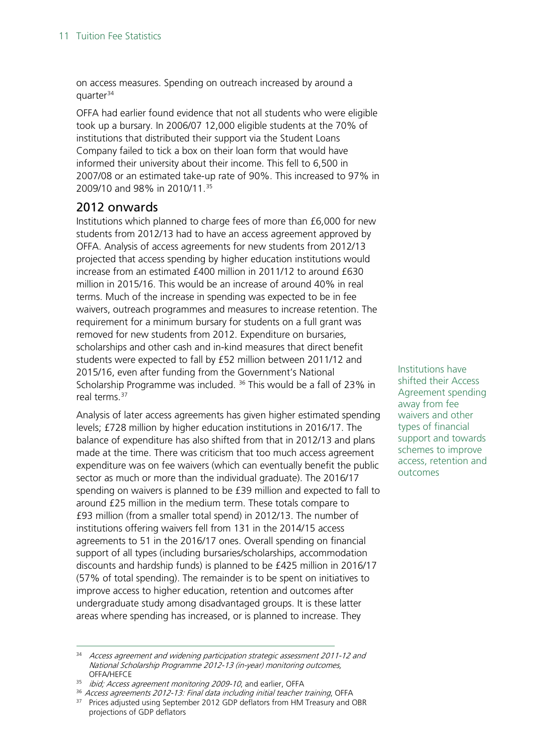on access measures. Spending on outreach increased by around a quarter[34]

OFFA had earlier found evidence that not all students who were eligible took up a bursary. In 2006/07 12,000 eligible students at the 70% of institutions that distributed their support via the Student Loans Company failed to tick a box on their loan form that would have informed their university about their income. This fell to 6,500 in 2007/08 or an estimated take-up rate of 90%. This increased to 97% in 2009/10 and 98% in 2010/11.[35]

## 2012 onwards

Institutions which planned to charge fees of more than £6,000 for new students from 2012/13 had to have an access agreement approved by OFFA. Analysis of access agreements for new students from 2012/13 projected that access spending by higher education institutions would increase from an estimated £400 million in 2011/12 to around £630 million in 2015/16. This would be an increase of around 40% in real terms. Much of the increase in spending was expected to be in fee waivers, outreach programmes and measures to increase retention. The requirement for a minimum bursary for students on a full grant was removed for new students from 2012. Expenditure on bursaries, scholarships and other cash and in-kind measures that direct benefit students were expected to fall by £52 million between 2011/12 and 2015/16, even after funding from the Government's National Scholarship Programme was included. [36] This would be a fall of 23% in real terms.[37]

Institutions have shifted their Access Agreement spending away from fee waivers and other types of financial support and towards schemes to improve access, retention and outcomes

Analysis of later access agreements has given higher estimated spending levels; £728 million by higher education institutions in 2016/17. The balance of expenditure has also shifted from that in 2012/13 and plans made at the time. There was criticism that too much access agreement expenditure was on fee waivers (which can eventually benefit the public sector as much or more than the individual graduate). The 2016/17 spending on waivers is planned to be £39 million and expected to fall to around £25 million in the medium term. These totals compare to £93 million (from a smaller total spend) in 2012/13. The number of institutions offering waivers fell from 131 in the 2014/15 access agreements to 51 in the 2016/17 ones. Overall spending on financial support of all types (including bursaries/scholarships, accommodation discounts and hardship funds) is planned to be £425 million in 2016/17 (57% of total spending). The remainder is to be spent on initiatives to improve access to higher education, retention and outcomes after undergraduate study among disadvantaged groups. It is these latter areas where spending has increased, or is planned to increase. They

---

[34] *Access agreement and widening participation strategic assessment 2011-12 and National Scholarship Programme 2012-13 (in-year) monitoring outcomes,* OFFA/HEFCE

[35] *ibid; Access agreement monitoring 2009-10*, and earlier, OFFA

[36] *Access agreements 2012-13: Final data including initial teacher training*, OFFA

[37] Prices adjusted using September 2012 GDP deflators from HM Treasury and OBR projections of GDP deflators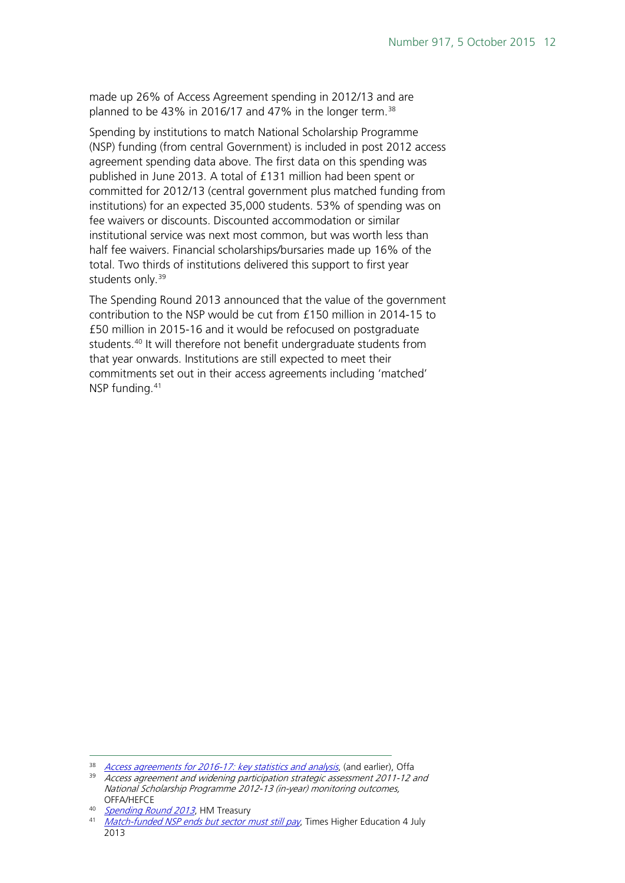made up 26% of Access Agreement spending in 2012/13 and are planned to be 43% in 2016/17 and 47% in the longer term.[38]

Spending by institutions to match National Scholarship Programme (NSP) funding (from central Government) is included in post 2012 access agreement spending data above. The first data on this spending was published in June 2013. A total of £131 million had been spent or committed for 2012/13 (central government plus matched funding from institutions) for an expected 35,000 students. 53% of spending was on fee waivers or discounts. Discounted accommodation or similar institutional service was next most common, but was worth less than half fee waivers. Financial scholarships/bursaries made up 16% of the total. Two thirds of institutions delivered this support to first year students only.[39]

The Spending Round 2013 announced that the value of the government contribution to the NSP would be cut from £150 million in 2014-15 to £50 million in 2015-16 and it would be refocused on postgraduate students.[40] It will therefore not benefit undergraduate students from that year onwards. Institutions are still expected to meet their commitments set out in their access agreements including 'matched' NSP funding.[41]

---

[38] *Access agreements for 2016-17: key statistics and analysis*, (and earlier), Offa

[39] *Access agreement and widening participation strategic assessment 2011-12 and National Scholarship Programme 2012-13 (in-year) monitoring outcomes,* OFFA/HEFCE

[40] *Spending Round 2013*, HM Treasury

[41] *Match-funded NSP ends but sector must still pay*, Times Higher Education 4 July 2013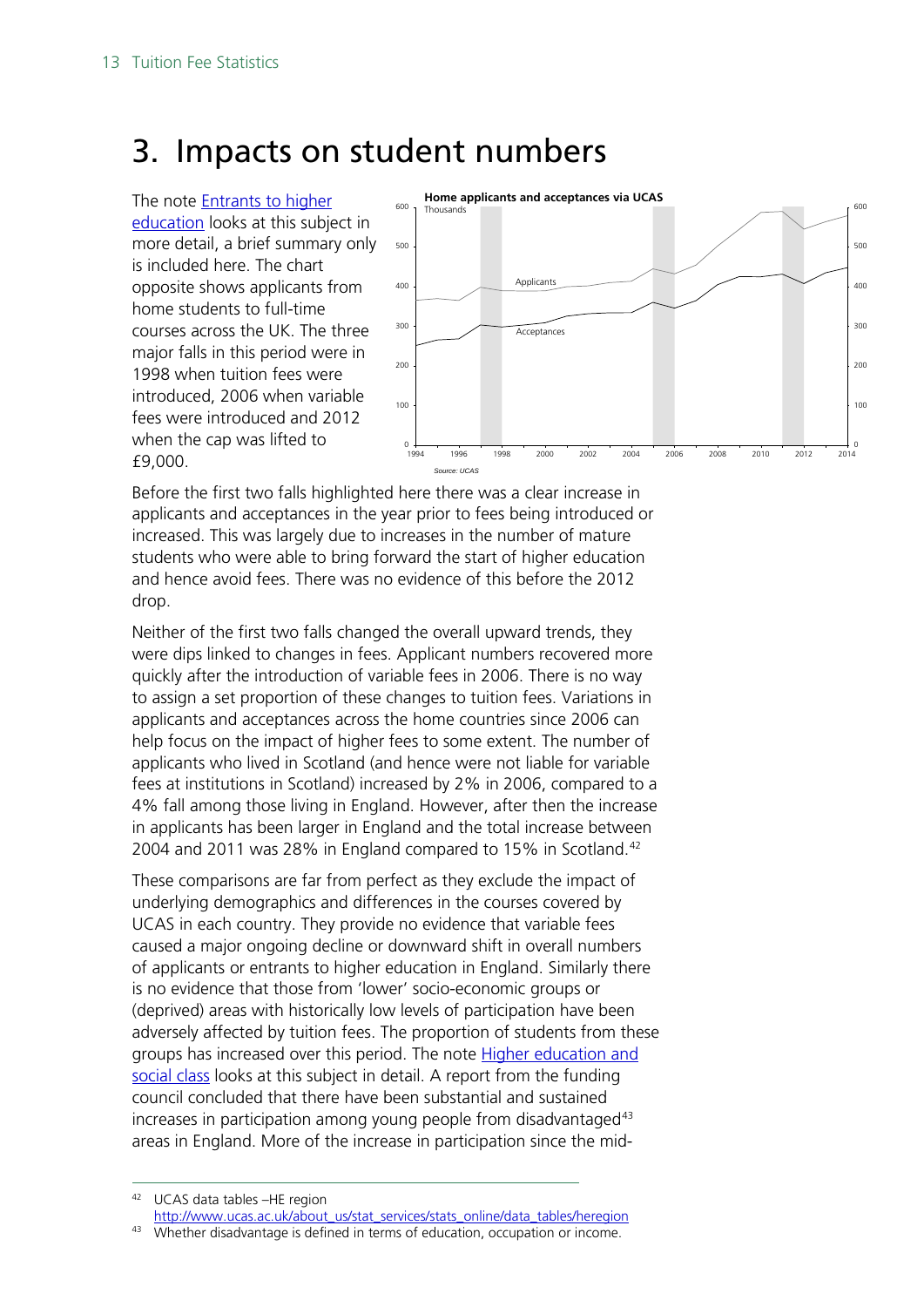# 3. Impacts on student numbers

The note Entrants to higher education looks at this subject in more detail, a brief summary only is included here. The chart opposite shows applicants from home students to full-time courses across the UK. The three major falls in this period were in 1998 when tuition fees were introduced, 2006 when variable fees were introduced and 2012 when the cap was lifted to £9,000.

**Home applicants and acceptances via UCAS**

Source: UCAS

Before the first two falls highlighted here there was a clear increase in applicants and acceptances in the year prior to fees being introduced or increased. This was largely due to increases in the number of mature students who were able to bring forward the start of higher education and hence avoid fees. There was no evidence of this before the 2012 drop.

Neither of the first two falls changed the overall upward trends, they were dips linked to changes in fees. Applicant numbers recovered more quickly after the introduction of variable fees in 2006. There is no way to assign a set proportion of these changes to tuition fees. Variations in applicants and acceptances across the home countries since 2006 can help focus on the impact of higher fees to some extent. The number of applicants who lived in Scotland (and hence were not liable for variable fees at institutions in Scotland) increased by 2% in 2006, compared to a 4% fall among those living in England. However, after then the increase in applicants has been larger in England and the total increase between 2004 and 2011 was 28% in England compared to 15% in Scotland.[42]

These comparisons are far from perfect as they exclude the impact of underlying demographics and differences in the courses covered by UCAS in each country. They provide no evidence that variable fees caused a major ongoing decline or downward shift in overall numbers of applicants or entrants to higher education in England. Similarly there is no evidence that those from 'lower' socio-economic groups or (deprived) areas with historically low levels of participation have been adversely affected by tuition fees. The proportion of students from these groups has increased over this period. The note Higher education and social class looks at this subject in detail. A report from the funding council concluded that there have been substantial and sustained increases in participation among young people from disadvantaged[43] areas in England. More of the increase in participation since the mid-

---

[42] UCAS data tables –HE region http://www.ucas.ac.uk/about_us/stat_services/stats_online/data_tables/heregion

[43] Whether disadvantage is defined in terms of education, occupation or income.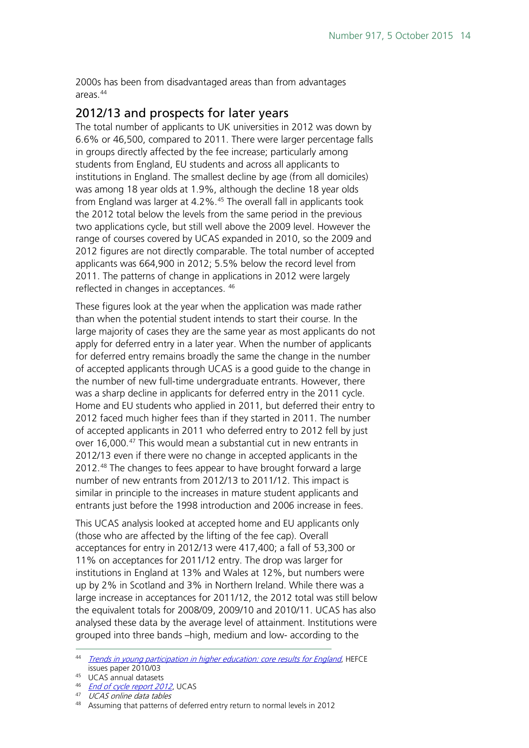2000s has been from disadvantaged areas than from advantages areas.[44]

## 2012/13 and prospects for later years

The total number of applicants to UK universities in 2012 was down by 6.6% or 46,500, compared to 2011. There were larger percentage falls in groups directly affected by the fee increase; particularly among students from England, EU students and across all applicants to institutions in England. The smallest decline by age (from all domiciles) was among 18 year olds at 1.9%, although the decline 18 year olds from England was larger at 4.2%.[45] The overall fall in applicants took the 2012 total below the levels from the same period in the previous two applications cycle, but still well above the 2009 level. However the range of courses covered by UCAS expanded in 2010, so the 2009 and 2012 figures are not directly comparable. The total number of accepted applicants was 664,900 in 2012; 5.5% below the record level from 2011. The patterns of change in applications in 2012 were largely reflected in changes in acceptances.[46]

These figures look at the year when the application was made rather than when the potential student intends to start their course. In the large majority of cases they are the same year as most applicants do not apply for deferred entry in a later year. When the number of applicants for deferred entry remains broadly the same the change in the number of accepted applicants through UCAS is a good guide to the change in the number of new full-time undergraduate entrants. However, there was a sharp decline in applicants for deferred entry in the 2011 cycle. Home and EU students who applied in 2011, but deferred their entry to 2012 faced much higher fees than if they started in 2011. The number of accepted applicants in 2011 who deferred entry to 2012 fell by just over 16,000.[47] This would mean a substantial cut in new entrants in 2012/13 even if there were no change in accepted applicants in the 2012.[48] The changes to fees appear to have brought forward a large number of new entrants from 2012/13 to 2011/12. This impact is similar in principle to the increases in mature student applicants and entrants just before the 1998 introduction and 2006 increase in fees.

This UCAS analysis looked at accepted home and EU applicants only (those who are affected by the lifting of the fee cap). Overall acceptances for entry in 2012/13 were 417,400; a fall of 53,300 or 11% on acceptances for 2011/12 entry. The drop was larger for institutions in England at 13% and Wales at 12%, but numbers were up by 2% in Scotland and 3% in Northern Ireland. While there was a large increase in acceptances for 2011/12, the 2012 total was still below the equivalent totals for 2008/09, 2009/10 and 2010/11. UCAS has also analysed these data by the average level of attainment. Institutions were grouped into three bands –high, medium and low- according to the

---

[44] *Trends in young participation in higher education: core results for England*, HEFCE issues paper 2010/03

[45] UCAS annual datasets

[46] *End of cycle report 2012*, UCAS

[47] *UCAS online data tables*

[48] Assuming that patterns of deferred entry return to normal levels in 2012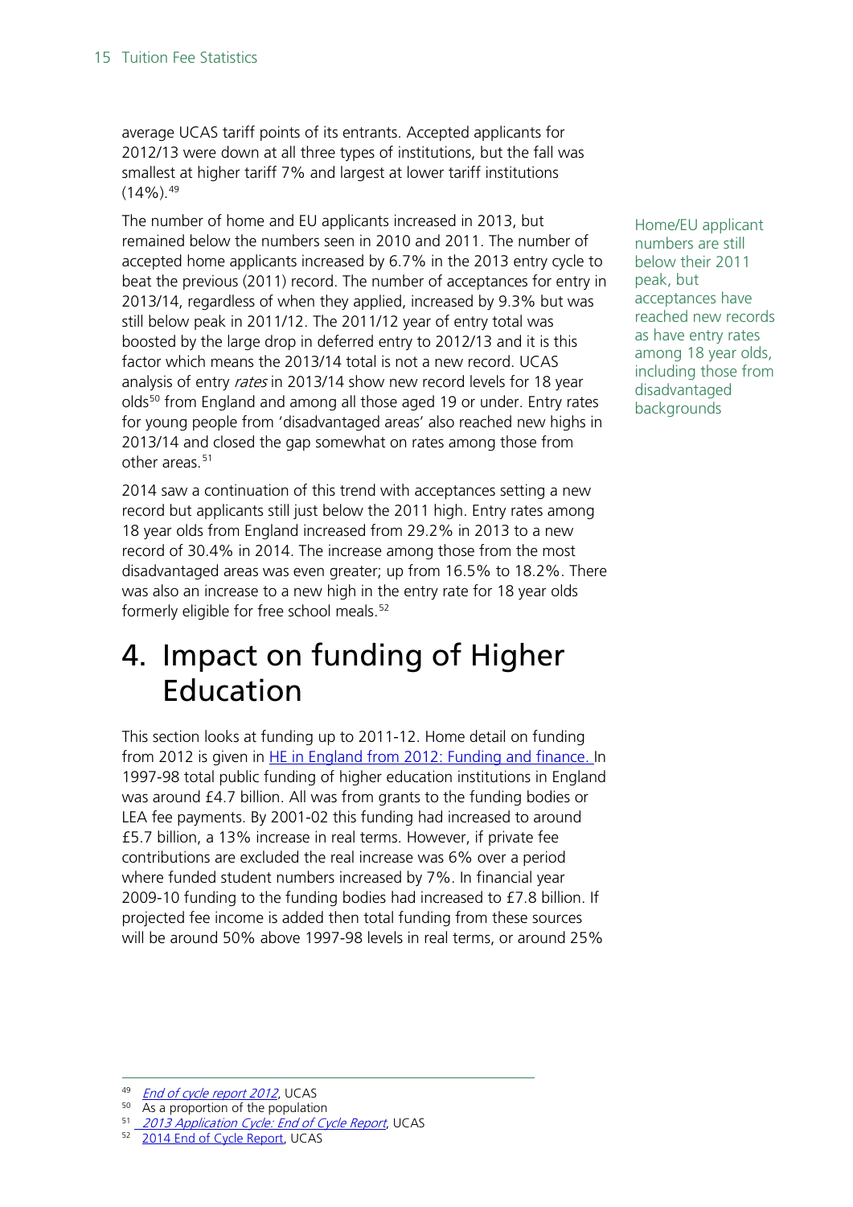average UCAS tariff points of its entrants. Accepted applicants for 2012/13 were down at all three types of institutions, but the fall was smallest at higher tariff 7% and largest at lower tariff institutions (14%).[49]

The number of home and EU applicants increased in 2013, but remained below the numbers seen in 2010 and 2011. The number of accepted home applicants increased by 6.7% in the 2013 entry cycle to beat the previous (2011) record. The number of acceptances for entry in 2013/14, regardless of when they applied, increased by 9.3% but was still below peak in 2011/12. The 2011/12 year of entry total was boosted by the large drop in deferred entry to 2012/13 and it is this factor which means the 2013/14 total is not a new record. UCAS analysis of entry *rates* in 2013/14 show new record levels for 18 year olds[50] from England and among all those aged 19 or under. Entry rates for young people from 'disadvantaged areas' also reached new highs in 2013/14 and closed the gap somewhat on rates among those from other areas.[51]

Home/EU applicant numbers are still below their 2011 peak, but acceptances have reached new records as have entry rates among 18 year olds, including those from disadvantaged backgrounds

2014 saw a continuation of this trend with acceptances setting a new record but applicants still just below the 2011 high. Entry rates among 18 year olds from England increased from 29.2% in 2013 to a new record of 30.4% in 2014. The increase among those from the most disadvantaged areas was even greater; up from 16.5% to 18.2%. There was also an increase to a new high in the entry rate for 18 year olds formerly eligible for free school meals.[52]

# 4. Impact on funding of Higher Education

This section looks at funding up to 2011-12. Home detail on funding from 2012 is given in [HE in England from 2012: Funding and finance.](#) In 1997-98 total public funding of higher education institutions in England was around £4.7 billion. All was from grants to the funding bodies or LEA fee payments. By 2001-02 this funding had increased to around £5.7 billion, a 13% increase in real terms. However, if private fee contributions are excluded the real increase was 6% over a period where funded student numbers increased by 7%. In financial year 2009-10 funding to the funding bodies had increased to £7.8 billion. If projected fee income is added then total funding from these sources will be around 50% above 1997-98 levels in real terms, or around 25%

---

[49] *End of cycle report 2012*, UCAS

[50] As a proportion of the population

[51] *2013 Application Cycle: End of Cycle Report*, UCAS

[52] 2014 End of Cycle Report, UCAS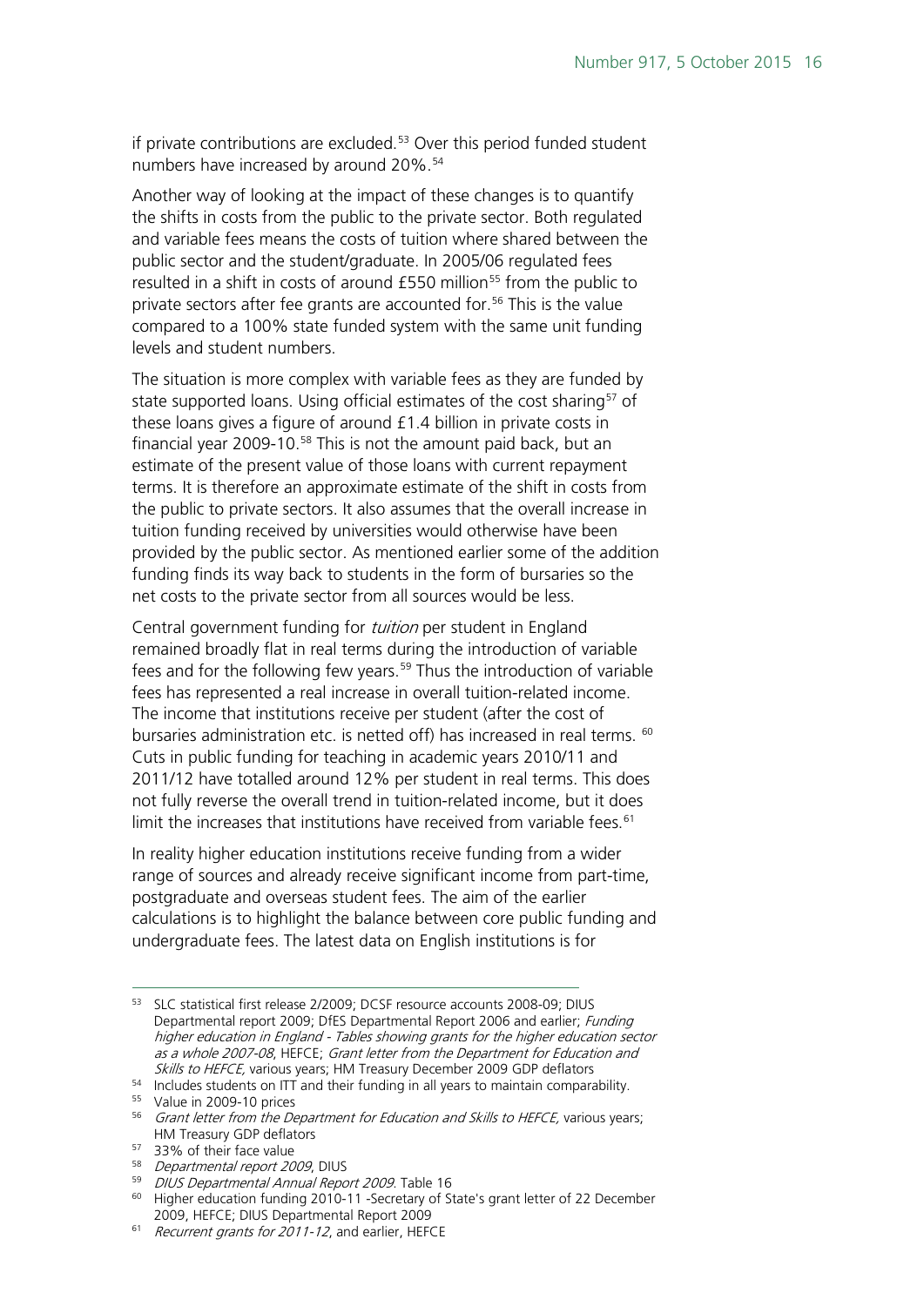if private contributions are excluded.[53] Over this period funded student numbers have increased by around 20%.[54]

Another way of looking at the impact of these changes is to quantify the shifts in costs from the public to the private sector. Both regulated and variable fees means the costs of tuition where shared between the public sector and the student/graduate. In 2005/06 regulated fees resulted in a shift in costs of around £550 million[55] from the public to private sectors after fee grants are accounted for.[56] This is the value compared to a 100% state funded system with the same unit funding levels and student numbers.

The situation is more complex with variable fees as they are funded by state supported loans. Using official estimates of the cost sharing[57] of these loans gives a figure of around £1.4 billion in private costs in financial year 2009-10.[58] This is not the amount paid back, but an estimate of the present value of those loans with current repayment terms. It is therefore an approximate estimate of the shift in costs from the public to private sectors. It also assumes that the overall increase in tuition funding received by universities would otherwise have been provided by the public sector. As mentioned earlier some of the addition funding finds its way back to students in the form of bursaries so the net costs to the private sector from all sources would be less.

Central government funding for *tuition* per student in England remained broadly flat in real terms during the introduction of variable fees and for the following few years.[59] Thus the introduction of variable fees has represented a real increase in overall tuition-related income. The income that institutions receive per student (after the cost of bursaries administration etc. is netted off) has increased in real terms. [60] Cuts in public funding for teaching in academic years 2010/11 and 2011/12 have totalled around 12% per student in real terms. This does not fully reverse the overall trend in tuition-related income, but it does limit the increases that institutions have received from variable fees.[61]

In reality higher education institutions receive funding from a wider range of sources and already receive significant income from part-time, postgraduate and overseas student fees. The aim of the earlier calculations is to highlight the balance between core public funding and undergraduate fees. The latest data on English institutions is for

---

[53] SLC statistical first release 2/2009; DCSF resource accounts 2008-09; DIUS Departmental report 2009; DfES Departmental Report 2006 and earlier; *Funding higher education in England - Tables showing grants for the higher education sector as a whole 2007-08*, HEFCE; *Grant letter from the Department for Education and Skills to HEFCE*, various years; HM Treasury December 2009 GDP deflators

[54] Includes students on ITT and their funding in all years to maintain comparability.

[55] Value in 2009-10 prices

[56] *Grant letter from the Department for Education and Skills to HEFCE,* various years; HM Treasury GDP deflators

[57] 33% of their face value

[58] *Departmental report 2009*, DIUS

[59] *DIUS Departmental Annual Report 2009*. Table 16

[60] Higher education funding 2010-11 -Secretary of State's grant letter of 22 December 2009, HEFCE; DIUS Departmental Report 2009

[61] *Recurrent grants for 2011-12*, and earlier, HEFCE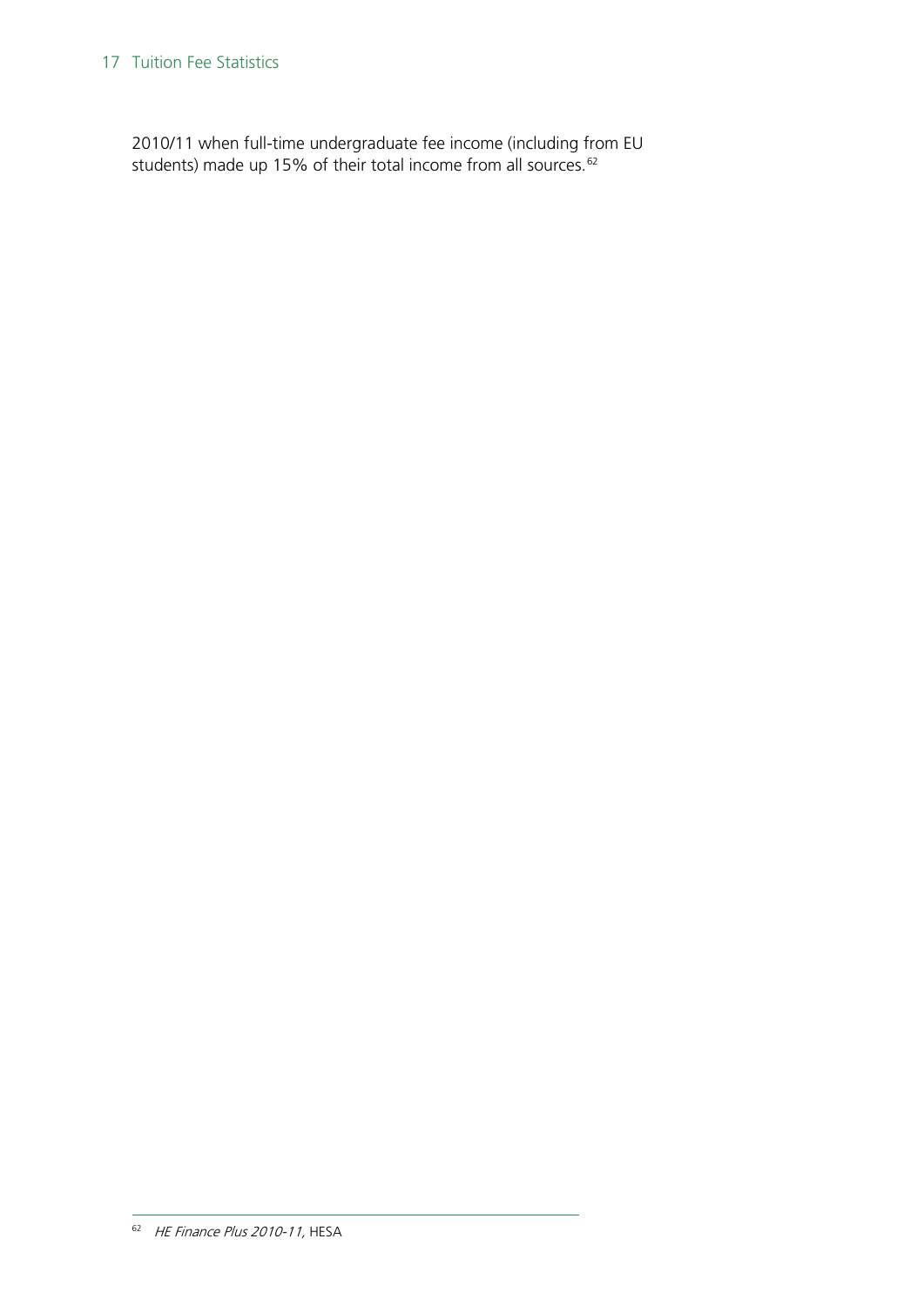2010/11 when full-time undergraduate fee income (including from EU students) made up 15% of their total income from all sources.[62]

---

[62] *HE Finance Plus 2010-11*, HESA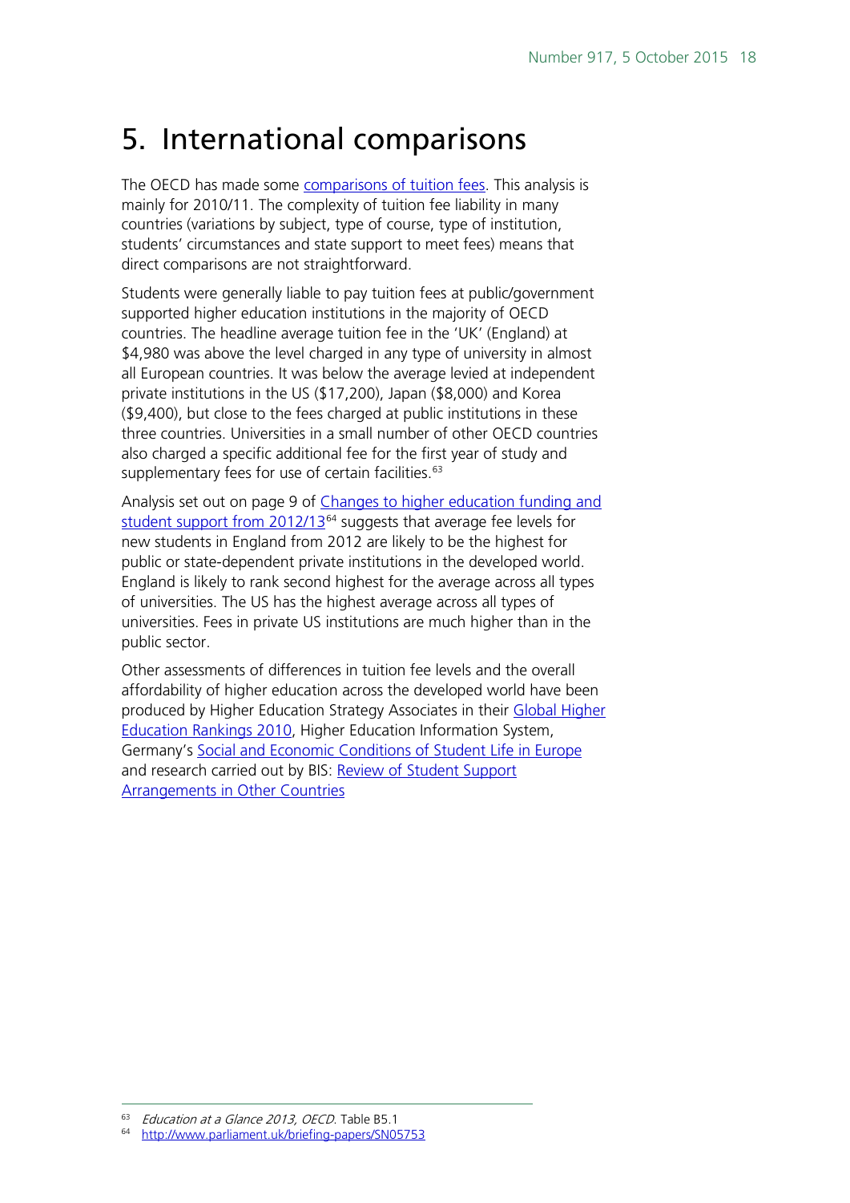# 5. International comparisons

The OECD has made some comparisons of tuition fees. This analysis is mainly for 2010/11. The complexity of tuition fee liability in many countries (variations by subject, type of course, type of institution, students' circumstances and state support to meet fees) means that direct comparisons are not straightforward.

Students were generally liable to pay tuition fees at public/government supported higher education institutions in the majority of OECD countries. The headline average tuition fee in the 'UK' (England) at $4,980 was above the level charged in any type of university in almost all European countries. It was below the average levied at independent private institutions in the US ($17,200), Japan ($8,000) and Korea ($9,400), but close to the fees charged at public institutions in these three countries. Universities in a small number of other OECD countries also charged a specific additional fee for the first year of study and supplementary fees for use of certain facilities.[63]

Analysis set out on page 9 of Changes to higher education funding and student support from 2012/13[64] suggests that average fee levels for new students in England from 2012 are likely to be the highest for public or state-dependent private institutions in the developed world. England is likely to rank second highest for the average across all types of universities. The US has the highest average across all types of universities. Fees in private US institutions are much higher than in the public sector.

Other assessments of differences in tuition fee levels and the overall affordability of higher education across the developed world have been produced by Higher Education Strategy Associates in their Global Higher Education Rankings 2010, Higher Education Information System, Germany's Social and Economic Conditions of Student Life in Europe and research carried out by BIS: Review of Student Support Arrangements in Other Countries

---

[63] *Education at a Glance 2013, OECD*. Table B5.1

[64] http://www.parliament.uk/briefing-papers/SN05753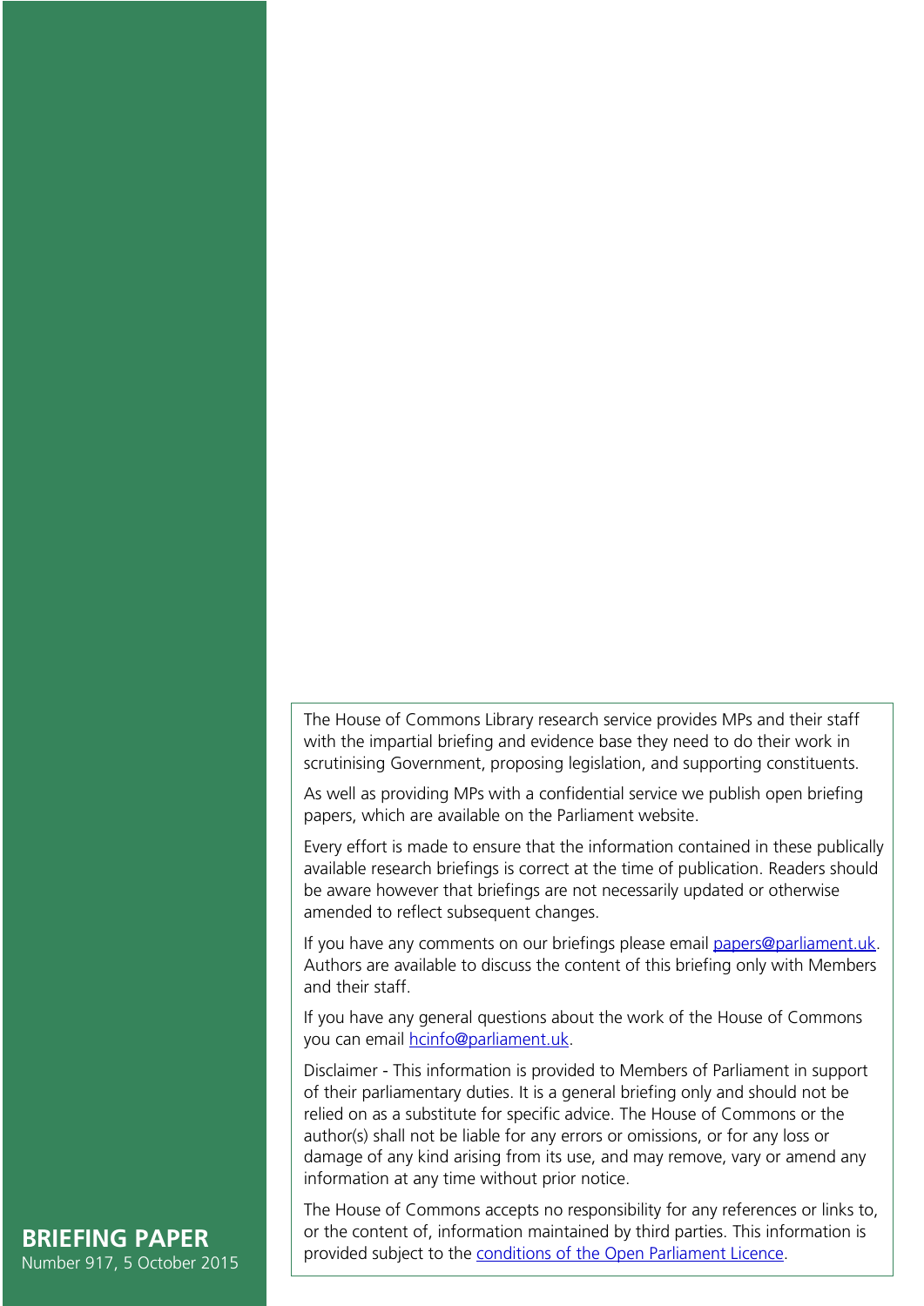The House of Commons Library research service provides MPs and their staff with the impartial briefing and evidence base they need to do their work in scrutinising Government, proposing legislation, and supporting constituents.

As well as providing MPs with a confidential service we publish open briefing papers, which are available on the Parliament website.

Every effort is made to ensure that the information contained in these publically available research briefings is correct at the time of publication. Readers should be aware however that briefings are not necessarily updated or otherwise amended to reflect subsequent changes.

If you have any comments on our briefings please email [papers@parliament.uk](mailto:papers@parliament.uk). Authors are available to discuss the content of this briefing only with Members and their staff.

If you have any general questions about the work of the House of Commons you can email [hcinfo@parliament.uk](mailto:hcinfo@parliament.uk).

Disclaimer - This information is provided to Members of Parliament in support of their parliamentary duties. It is a general briefing only and should not be relied on as a substitute for specific advice. The House of Commons or the author(s) shall not be liable for any errors or omissions, or for any loss or damage of any kind arising from its use, and may remove, vary or amend any information at any time without prior notice.

The House of Commons accepts no responsibility for any references or links to, or the content of, information maintained by third parties. This information is provided subject to the conditions of the Open Parliament Licence.

**BRIEFING PAPER**
Number 917, 5 October 2015